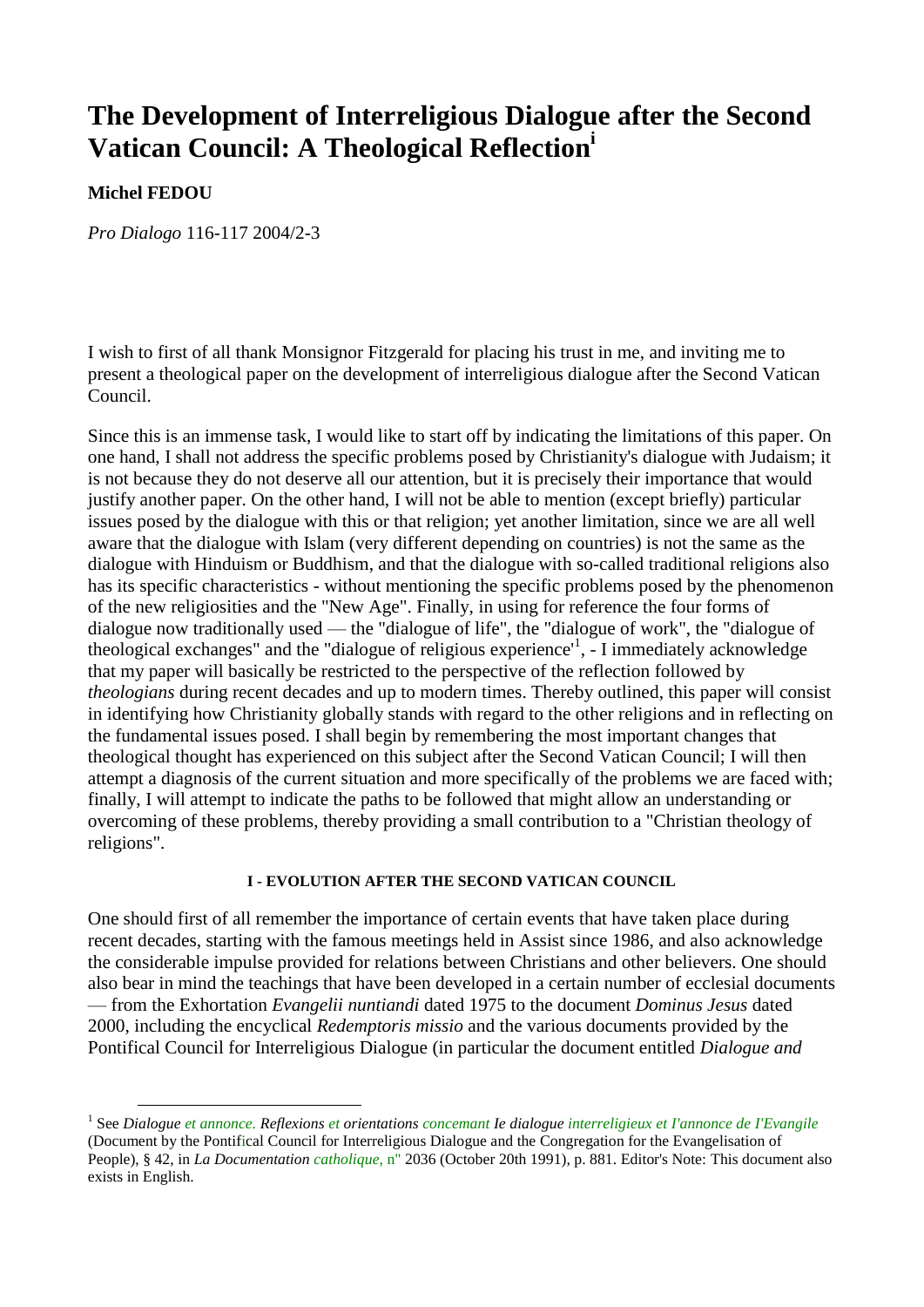# The Development of Interreligious Dialogue after the Second Vatican Council: A Theological Reflection[i]

**Michel FEDOU**

*Pro Dialogo* 116-117 2004/2-3

I wish to first of all thank Monsignor Fitzgerald for placing his trust in me, and inviting me to present a theological paper on the development of interreligious dialogue after the Second Vatican Council.

Since this is an immense task, I would like to start off by indicating the limitations of this paper. On one hand, I shall not address the specific problems posed by Christianity's dialogue with Judaism; it is not because they do not deserve all our attention, but it is precisely their importance that would justify another paper. On the other hand, I will not be able to mention (except briefly) particular issues posed by the dialogue with this or that religion; yet another limitation, since we are all well aware that the dialogue with Islam (very different depending on countries) is not the same as the dialogue with Hinduism or Buddhism, and that the dialogue with so-called traditional religions also has its specific characteristics - without mentioning the specific problems posed by the phenomenon of the new religiosities and the "New Age". Finally, in using for reference the four forms of dialogue now traditionally used — the "dialogue of life", the "dialogue of work", the "dialogue of theological exchanges" and the "dialogue of religious experience'[1], - I immediately acknowledge that my paper will basically be restricted to the perspective of the reflection followed by *theologians* during recent decades and up to modern times. Thereby outlined, this paper will consist in identifying how Christianity globally stands with regard to the other religions and in reflecting on the fundamental issues posed. I shall begin by remembering the most important changes that theological thought has experienced on this subject after the Second Vatican Council; I will then attempt a diagnosis of the current situation and more specifically of the problems we are faced with; finally, I will attempt to indicate the paths to be followed that might allow an understanding or overcoming of these problems, thereby providing a small contribution to a "Christian theology of religions".

#### I - EVOLUTION AFTER THE SECOND VATICAN COUNCIL

One should first of all remember the importance of certain events that have taken place during recent decades, starting with the famous meetings held in Assist since 1986, and also acknowledge the considerable impulse provided for relations between Christians and other believers. One should also bear in mind the teachings that have been developed in a certain number of ecclesial documents — from the Exhortation *Evangelii nuntiandi* dated 1975 to the document *Dominus Jesus* dated 2000, including the encyclical *Redemptoris missio* and the various documents provided by the Pontifical Council for Interreligious Dialogue (in particular the document entitled *Dialogue and*

---

[1] See *Dialogue et annonce. Reflexions et orientations concemant Ie dialogue interreligieux et I'annonce de I'Evangile* (Document by the Pontifical Council for Interreligious Dialogue and the Congregation for the Evangelisation of People), § 42, in *La Documentation catholique,* n" 2036 (October 20th 1991), p. 881. Editor's Note: This document also exists in English.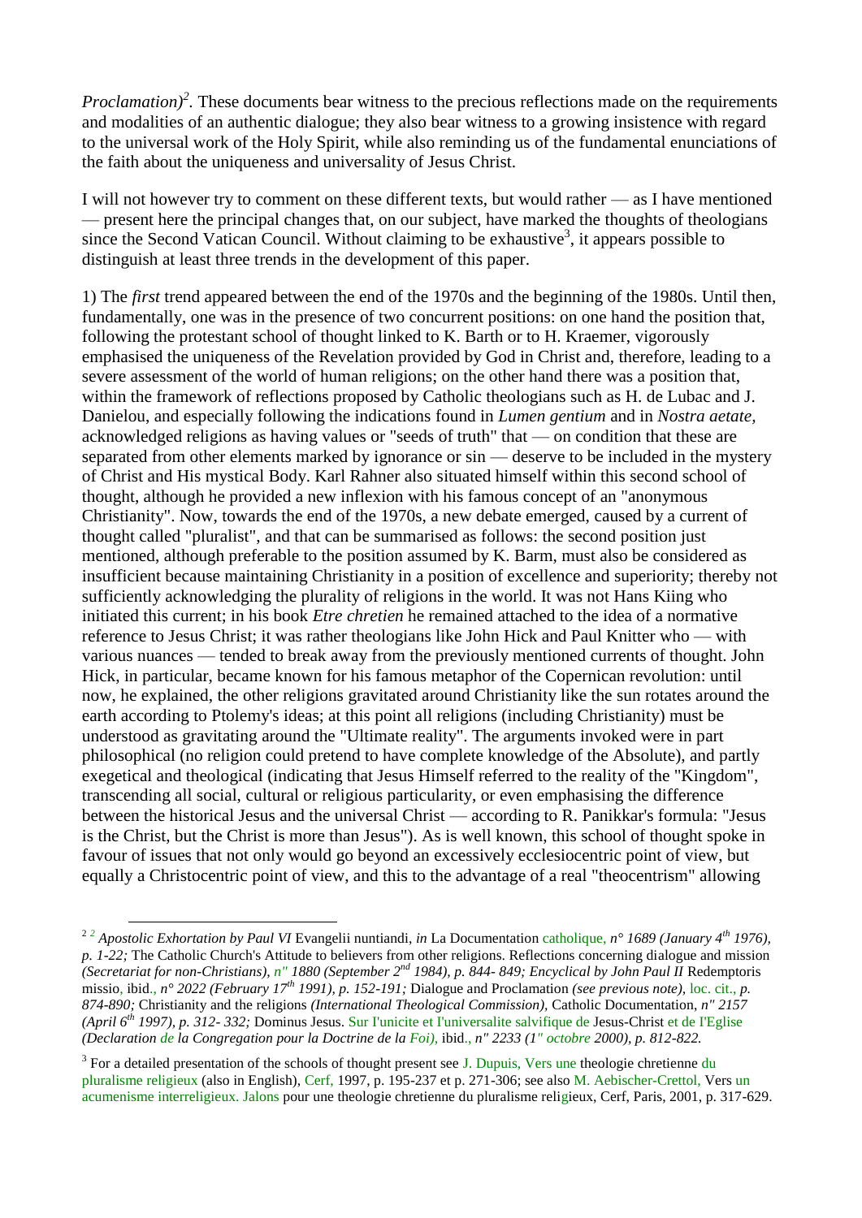*Proclamation)*[2]. These documents bear witness to the precious reflections made on the requirements and modalities of an authentic dialogue; they also bear witness to a growing insistence with regard to the universal work of the Holy Spirit, while also reminding us of the fundamental enunciations of the faith about the uniqueness and universality of Jesus Christ.

I will not however try to comment on these different texts, but would rather — as I have mentioned — present here the principal changes that, on our subject, have marked the thoughts of theologians since the Second Vatican Council. Without claiming to be exhaustive[3], it appears possible to distinguish at least three trends in the development of this paper.

1) The *first* trend appeared between the end of the 1970s and the beginning of the 1980s. Until then, fundamentally, one was in the presence of two concurrent positions: on one hand the position that, following the protestant school of thought linked to K. Barth or to H. Kraemer, vigorously emphasised the uniqueness of the Revelation provided by God in Christ and, therefore, leading to a severe assessment of the world of human religions; on the other hand there was a position that, within the framework of reflections proposed by Catholic theologians such as H. de Lubac and J. Danielou, and especially following the indications found in *Lumen gentium* and in *Nostra aetate,* acknowledged religions as having values or "seeds of truth" that — on condition that these are separated from other elements marked by ignorance or sin — deserve to be included in the mystery of Christ and His mystical Body. Karl Rahner also situated himself within this second school of thought, although he provided a new inflexion with his famous concept of an "anonymous Christianity". Now, towards the end of the 1970s, a new debate emerged, caused by a current of thought called "pluralist", and that can be summarised as follows: the second position just mentioned, although preferable to the position assumed by K. Barm, must also be considered as insufficient because maintaining Christianity in a position of excellence and superiority; thereby not sufficiently acknowledging the plurality of religions in the world. It was not Hans Kiing who initiated this current; in his book *Etre chretien* he remained attached to the idea of a normative reference to Jesus Christ; it was rather theologians like John Hick and Paul Knitter who — with various nuances — tended to break away from the previously mentioned currents of thought. John Hick, in particular, became known for his famous metaphor of the Copernican revolution: until now, he explained, the other religions gravitated around Christianity like the sun rotates around the earth according to Ptolemy's ideas; at this point all religions (including Christianity) must be understood as gravitating around the "Ultimate reality". The arguments invoked were in part philosophical (no religion could pretend to have complete knowledge of the Absolute), and partly exegetical and theological (indicating that Jesus Himself referred to the reality of the "Kingdom", transcending all social, cultural or religious particularity, or even emphasising the difference between the historical Jesus and the universal Christ — according to R. Panikkar's formula: "Jesus is the Christ, but the Christ is more than Jesus"). As is well known, this school of thought spoke in favour of issues that not only would go beyond an excessively ecclesiocentric point of view, but equally a Christocentric point of view, and this to the advantage of a real "theocentrism" allowing

---

[2] [2] *Apostolic Exhortation by Paul VI* Evangelii nuntiandi, *in* La Documentation catholique, *n° 1689 (January 4th 1976), p. 1-22;* The Catholic Church's Attitude to believers from other religions. Reflections concerning dialogue and mission *(Secretariat for non-Christians), n" 1880 (September 2nd 1984), p. 844- 849; Encyclical by John Paul II* Redemptoris missio, ibid., *n° 2022 (February 17th 1991), p. 152-191;* Dialogue and Proclamation *(see previous note),* loc. cit., *p. 874-890;* Christianity and the religions *(International Theological Commission),* Catholic Documentation, *n" 2157 (April 6th 1997), p. 312- 332;* Dominus Jesus. Sur I'unicite et I'universalite salvifique de Jesus-Christ et de I'Eglise *(Declaration de la Congregation pour la Doctrine de la Foi),* ibid., *n" 2233 (1" octobre 2000), p. 812-822.*

[3] For a detailed presentation of the schools of thought present see J. Dupuis, Vers une theologie chretienne du pluralisme religieux (also in English), Cerf, 1997, p. 195-237 et p. 271-306; see also M. Aebischer-Crettol, Vers un acumenisme interreligieux. Jalons pour une theologie chretienne du pluralisme religieux, Cerf, Paris, 2001, p. 317-629.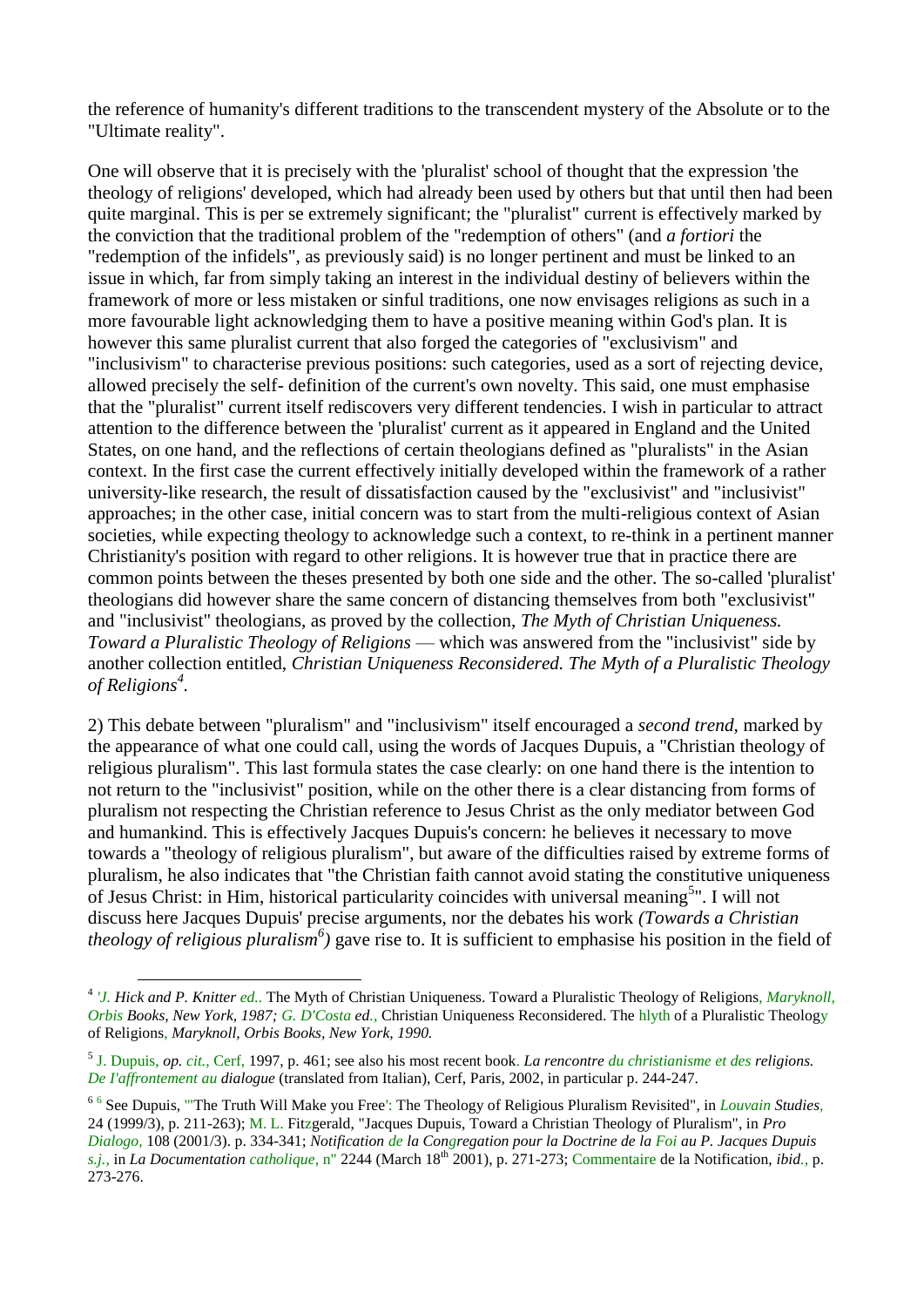the reference of humanity's different traditions to the transcendent mystery of the Absolute or to the "Ultimate reality".

One will observe that it is precisely with the 'pluralist' school of thought that the expression 'the theology of religions' developed, which had already been used by others but that until then had been quite marginal. This is per se extremely significant; the "pluralist" current is effectively marked by the conviction that the traditional problem of the "redemption of others" (and *a fortiori* the "redemption of the infidels", as previously said) is no longer pertinent and must be linked to an issue in which, far from simply taking an interest in the individual destiny of believers within the framework of more or less mistaken or sinful traditions, one now envisages religions as such in a more favourable light acknowledging them to have a positive meaning within God's plan. It is however this same pluralist current that also forged the categories of "exclusivism" and "inclusivism" to characterise previous positions: such categories, used as a sort of rejecting device, allowed precisely the self- definition of the current's own novelty. This said, one must emphasise that the "pluralist" current itself rediscovers very different tendencies. I wish in particular to attract attention to the difference between the 'pluralist' current as it appeared in England and the United States, on one hand, and the reflections of certain theologians defined as "pluralists" in the Asian context. In the first case the current effectively initially developed within the framework of a rather university-like research, the result of dissatisfaction caused by the "exclusivist" and "inclusivist" approaches; in the other case, initial concern was to start from the multi-religious context of Asian societies, while expecting theology to acknowledge such a context, to re-think in a pertinent manner Christianity's position with regard to other religions. It is however true that in practice there are common points between the theses presented by both one side and the other. The so-called 'pluralist' theologians did however share the same concern of distancing themselves from both "exclusivist" and "inclusivist" theologians, as proved by the collection, *The Myth of Christian Uniqueness. Toward a Pluralistic Theology of Religions* — which was answered from the "inclusivist" side by another collection entitled, *Christian Uniqueness Reconsidered. The Myth of a Pluralistic Theology of Religions*[4].

2) This debate between "pluralism" and "inclusivism" itself encouraged a *second trend*, marked by the appearance of what one could call, using the words of Jacques Dupuis, a "Christian theology of religious pluralism". This last formula states the case clearly: on one hand there is the intention to not return to the "inclusivist" position, while on the other there is a clear distancing from forms of pluralism not respecting the Christian reference to Jesus Christ as the only mediator between God and humankind. This is effectively Jacques Dupuis's concern: he believes it necessary to move towards a "theology of religious pluralism", but aware of the difficulties raised by extreme forms of pluralism, he also indicates that "the Christian faith cannot avoid stating the constitutive uniqueness of Jesus Christ: in Him, historical particularity coincides with universal meaning[5]". I will not discuss here Jacques Dupuis' precise arguments, nor the debates his work *(Towards a Christian theology of religious pluralism*[6]*)* gave rise to. It is sufficient to emphasise his position in the field of

---

[4] 'J. Hick and P. Knitter ed.. The Myth of Christian Uniqueness. Toward a Pluralistic Theology of Religions, *Maryknoll, Orbis Books, New York, 1987; G. D'Costa ed.,* Christian Uniqueness Reconsidered. The hlyth of a Pluralistic Theology of Religions, *Maryknoll, Orbis Books, New York, 1990.*

[5] J. Dupuis, *op. cit.,* Cerf, 1997, p. 461; see also his most recent book. *La rencontre du christianisme et des religions. De I'affrontement au dialogue* (translated from Italian), Cerf, Paris, 2002, in particular p. 244-247.

[6] [6] See Dupuis, "'The Truth Will Make you Free': The Theology of Religious Pluralism Revisited", in *Louvain Studies,* 24 (1999/3), p. 211-263); M. L. Fitzgerald, "Jacques Dupuis, Toward a Christian Theology of Pluralism", in *Pro Dialogo,* 108 (2001/3). p. 334-341; *Notification de la Congregation pour la Doctrine de la Foi au P. Jacques Dupuis s.j.,* in *La Documentation catholique,* n" 2244 (March 18th 2001), p. 271-273; Commentaire de la Notification, *ibid.,* p. 273-276.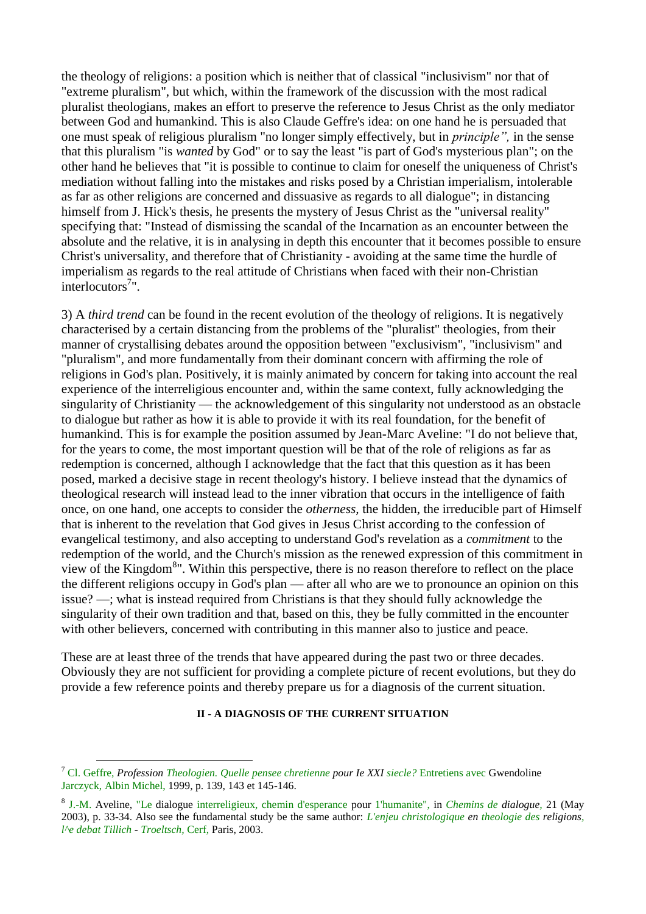the theology of religions: a position which is neither that of classical "inclusivism" nor that of "extreme pluralism", but which, within the framework of the discussion with the most radical pluralist theologians, makes an effort to preserve the reference to Jesus Christ as the only mediator between God and humankind. This is also Claude Geffre's idea: on one hand he is persuaded that one must speak of religious pluralism "no longer simply effectively, but in *principle",* in the sense that this pluralism "is *wanted* by God" or to say the least "is part of God's mysterious plan"; on the other hand he believes that "it is possible to continue to claim for oneself the uniqueness of Christ's mediation without falling into the mistakes and risks posed by a Christian imperialism, intolerable as far as other religions are concerned and dissuasive as regards to all dialogue"; in distancing himself from J. Hick's thesis, he presents the mystery of Jesus Christ as the "universal reality" specifying that: "Instead of dismissing the scandal of the Incarnation as an encounter between the absolute and the relative, it is in analysing in depth this encounter that it becomes possible to ensure Christ's universality, and therefore that of Christianity - avoiding at the same time the hurdle of imperialism as regards to the real attitude of Christians when faced with their non-Christian interlocutors[7]".

3) A *third trend* can be found in the recent evolution of the theology of religions. It is negatively characterised by a certain distancing from the problems of the "pluralist" theologies, from their manner of crystallising debates around the opposition between "exclusivism", "inclusivism" and "pluralism", and more fundamentally from their dominant concern with affirming the role of religions in God's plan. Positively, it is mainly animated by concern for taking into account the real experience of the interreligious encounter and, within the same context, fully acknowledging the singularity of Christianity — the acknowledgement of this singularity not understood as an obstacle to dialogue but rather as how it is able to provide it with its real foundation, for the benefit of humankind. This is for example the position assumed by Jean-Marc Aveline: "I do not believe that, for the years to come, the most important question will be that of the role of religions as far as redemption is concerned, although I acknowledge that the fact that this question as it has been posed, marked a decisive stage in recent theology's history. I believe instead that the dynamics of theological research will instead lead to the inner vibration that occurs in the intelligence of faith once, on one hand, one accepts to consider the *otherness,* the hidden, the irreducible part of Himself that is inherent to the revelation that God gives in Jesus Christ according to the confession of evangelical testimony, and also accepting to understand God's revelation as a *commitment* to the redemption of the world, and the Church's mission as the renewed expression of this commitment in view of the Kingdom[8]". Within this perspective, there is no reason therefore to reflect on the place the different religions occupy in God's plan — after all who are we to pronounce an opinion on this issue? —; what is instead required from Christians is that they should fully acknowledge the singularity of their own tradition and that, based on this, they be fully committed in the encounter with other believers, concerned with contributing in this manner also to justice and peace.

These are at least three of the trends that have appeared during the past two or three decades. Obviously they are not sufficient for providing a complete picture of recent evolutions, but they do provide a few reference points and thereby prepare us for a diagnosis of the current situation.

## II - A DIAGNOSIS OF THE CURRENT SITUATION

---

[7] Cl. Geffre, *Profession Theologien. Quelle pensee chretienne pour Ie XXI siecle?* Entretiens avec Gwendoline Jarczyck, Albin Michel, 1999, p. 139, 143 et 145-146.

[8] J.-M. Aveline, "Le dialogue interreligieux, chemin d'esperance pour 1'humanite", in *Chemins de dialogue,* 21 (May 2003), p. 33-34. Also see the fundamental study be the same author: *L'enjeu christologique en theologie des religions, l^e debat Tillich - Troeltsch,* Cerf, Paris, 2003.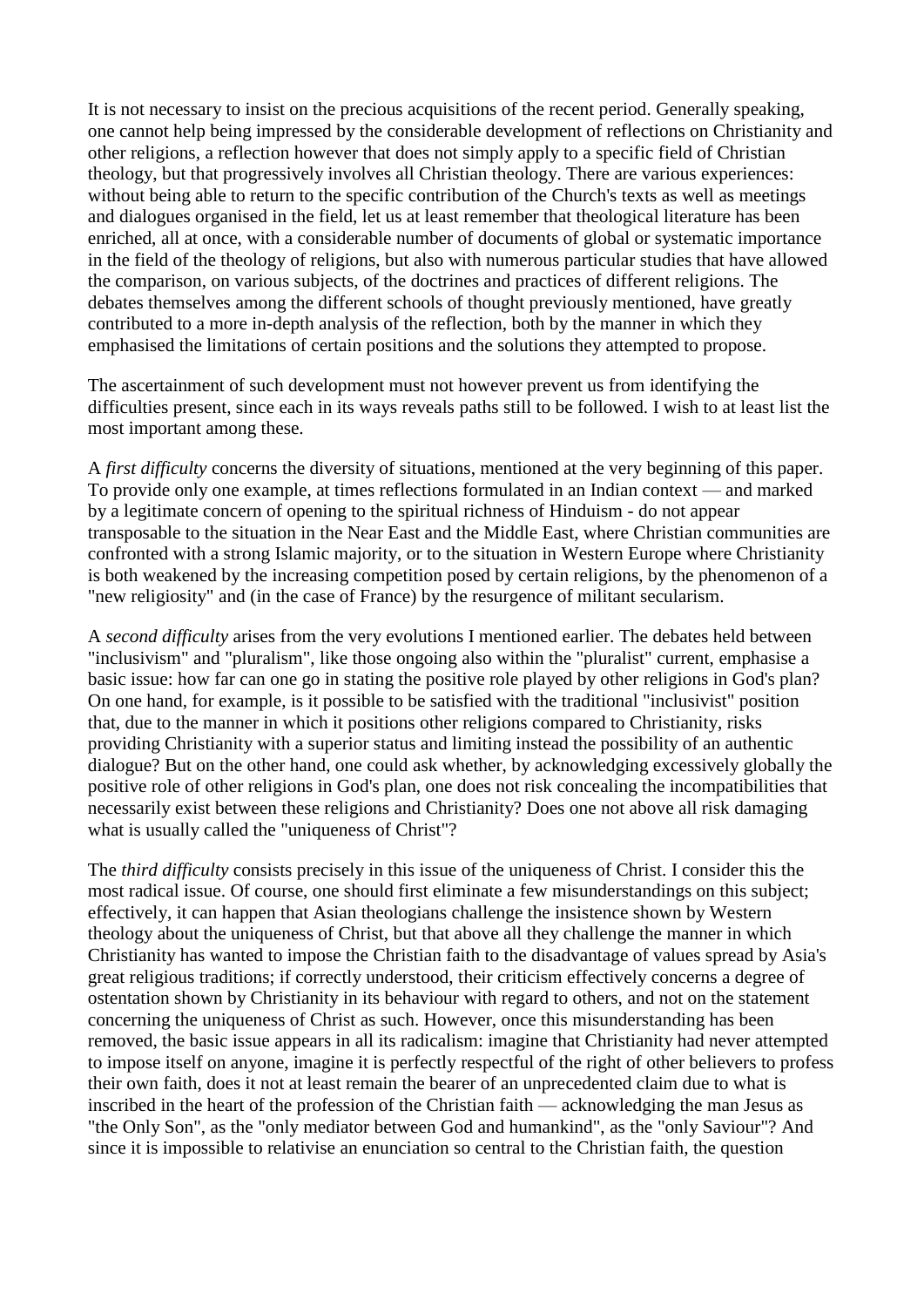It is not necessary to insist on the precious acquisitions of the recent period. Generally speaking, one cannot help being impressed by the considerable development of reflections on Christianity and other religions, a reflection however that does not simply apply to a specific field of Christian theology, but that progressively involves all Christian theology. There are various experiences: without being able to return to the specific contribution of the Church's texts as well as meetings and dialogues organised in the field, let us at least remember that theological literature has been enriched, all at once, with a considerable number of documents of global or systematic importance in the field of the theology of religions, but also with numerous particular studies that have allowed the comparison, on various subjects, of the doctrines and practices of different religions. The debates themselves among the different schools of thought previously mentioned, have greatly contributed to a more in-depth analysis of the reflection, both by the manner in which they emphasised the limitations of certain positions and the solutions they attempted to propose.

The ascertainment of such development must not however prevent us from identifying the difficulties present, since each in its ways reveals paths still to be followed. I wish to at least list the most important among these.

A *first difficulty* concerns the diversity of situations, mentioned at the very beginning of this paper. To provide only one example, at times reflections formulated in an Indian context — and marked by a legitimate concern of opening to the spiritual richness of Hinduism - do not appear transposable to the situation in the Near East and the Middle East, where Christian communities are confronted with a strong Islamic majority, or to the situation in Western Europe where Christianity is both weakened by the increasing competition posed by certain religions, by the phenomenon of a "new religiosity" and (in the case of France) by the resurgence of militant secularism.

A *second difficulty* arises from the very evolutions I mentioned earlier. The debates held between "inclusivism" and "pluralism", like those ongoing also within the "pluralist" current, emphasise a basic issue: how far can one go in stating the positive role played by other religions in God's plan? On one hand, for example, is it possible to be satisfied with the traditional "inclusivist" position that, due to the manner in which it positions other religions compared to Christianity, risks providing Christianity with a superior status and limiting instead the possibility of an authentic dialogue? But on the other hand, one could ask whether, by acknowledging excessively globally the positive role of other religions in God's plan, one does not risk concealing the incompatibilities that necessarily exist between these religions and Christianity? Does one not above all risk damaging what is usually called the "uniqueness of Christ"?

The *third difficulty* consists precisely in this issue of the uniqueness of Christ. I consider this the most radical issue. Of course, one should first eliminate a few misunderstandings on this subject; effectively, it can happen that Asian theologians challenge the insistence shown by Western theology about the uniqueness of Christ, but that above all they challenge the manner in which Christianity has wanted to impose the Christian faith to the disadvantage of values spread by Asia's great religious traditions; if correctly understood, their criticism effectively concerns a degree of ostentation shown by Christianity in its behaviour with regard to others, and not on the statement concerning the uniqueness of Christ as such. However, once this misunderstanding has been removed, the basic issue appears in all its radicalism: imagine that Christianity had never attempted to impose itself on anyone, imagine it is perfectly respectful of the right of other believers to profess their own faith, does it not at least remain the bearer of an unprecedented claim due to what is inscribed in the heart of the profession of the Christian faith — acknowledging the man Jesus as "the Only Son", as the "only mediator between God and humankind", as the "only Saviour"? And since it is impossible to relativise an enunciation so central to the Christian faith, the question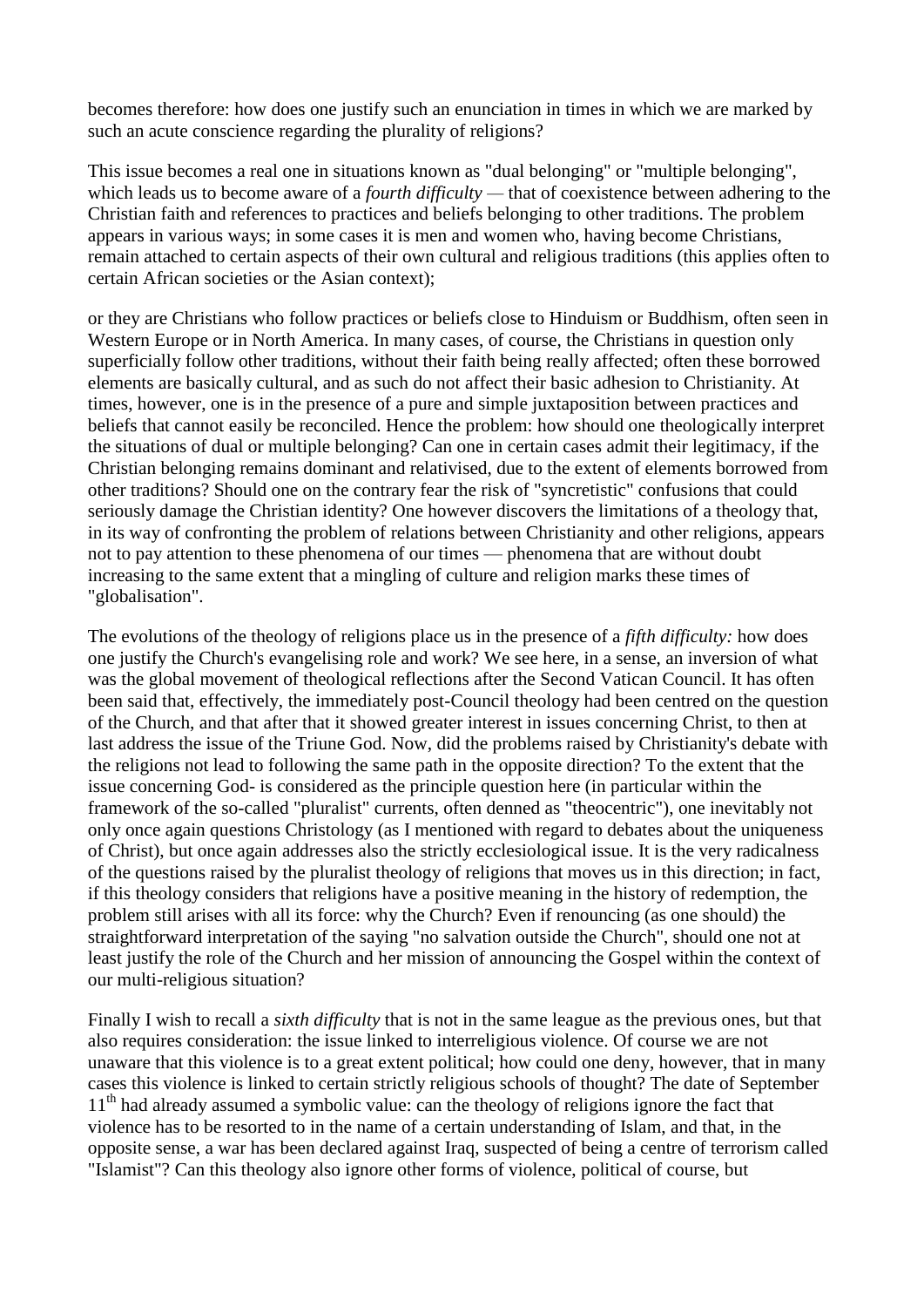becomes therefore: how does one justify such an enunciation in times in which we are marked by such an acute conscience regarding the plurality of religions?

This issue becomes a real one in situations known as "dual belonging" or "multiple belonging", which leads us to become aware of a *fourth difficulty* — that of coexistence between adhering to the Christian faith and references to practices and beliefs belonging to other traditions. The problem appears in various ways; in some cases it is men and women who, having become Christians, remain attached to certain aspects of their own cultural and religious traditions (this applies often to certain African societies or the Asian context);

or they are Christians who follow practices or beliefs close to Hinduism or Buddhism, often seen in Western Europe or in North America. In many cases, of course, the Christians in question only superficially follow other traditions, without their faith being really affected; often these borrowed elements are basically cultural, and as such do not affect their basic adhesion to Christianity. At times, however, one is in the presence of a pure and simple juxtaposition between practices and beliefs that cannot easily be reconciled. Hence the problem: how should one theologically interpret the situations of dual or multiple belonging? Can one in certain cases admit their legitimacy, if the Christian belonging remains dominant and relativised, due to the extent of elements borrowed from other traditions? Should one on the contrary fear the risk of "syncretistic" confusions that could seriously damage the Christian identity? One however discovers the limitations of a theology that, in its way of confronting the problem of relations between Christianity and other religions, appears not to pay attention to these phenomena of our times — phenomena that are without doubt increasing to the same extent that a mingling of culture and religion marks these times of "globalisation".

The evolutions of the theology of religions place us in the presence of a *fifth difficulty:* how does one justify the Church's evangelising role and work? We see here, in a sense, an inversion of what was the global movement of theological reflections after the Second Vatican Council. It has often been said that, effectively, the immediately post-Council theology had been centred on the question of the Church, and that after that it showed greater interest in issues concerning Christ, to then at last address the issue of the Triune God. Now, did the problems raised by Christianity's debate with the religions not lead to following the same path in the opposite direction? To the extent that the issue concerning God- is considered as the principle question here (in particular within the framework of the so-called "pluralist" currents, often denned as "theocentric"), one inevitably not only once again questions Christology (as I mentioned with regard to debates about the uniqueness of Christ), but once again addresses also the strictly ecclesiological issue. It is the very radicalness of the questions raised by the pluralist theology of religions that moves us in this direction; in fact, if this theology considers that religions have a positive meaning in the history of redemption, the problem still arises with all its force: why the Church? Even if renouncing (as one should) the straightforward interpretation of the saying "no salvation outside the Church", should one not at least justify the role of the Church and her mission of announcing the Gospel within the context of our multi-religious situation?

Finally I wish to recall a *sixth difficulty* that is not in the same league as the previous ones, but that also requires consideration: the issue linked to interreligious violence. Of course we are not unaware that this violence is to a great extent political; how could one deny, however, that in many cases this violence is linked to certain strictly religious schools of thought? The date of September 11th had already assumed a symbolic value: can the theology of religions ignore the fact that violence has to be resorted to in the name of a certain understanding of Islam, and that, in the opposite sense, a war has been declared against Iraq, suspected of being a centre of terrorism called "Islamist"? Can this theology also ignore other forms of violence, political of course, but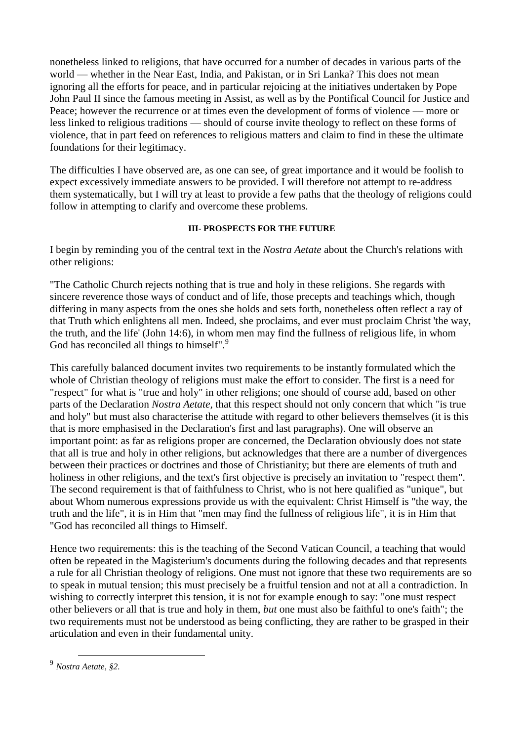nonetheless linked to religions, that have occurred for a number of decades in various parts of the world — whether in the Near East, India, and Pakistan, or in Sri Lanka? This does not mean ignoring all the efforts for peace, and in particular rejoicing at the initiatives undertaken by Pope John Paul II since the famous meeting in Assist, as well as by the Pontifical Council for Justice and Peace; however the recurrence or at times even the development of forms of violence — more or less linked to religious traditions — should of course invite theology to reflect on these forms of violence, that in part feed on references to religious matters and claim to find in these the ultimate foundations for their legitimacy.

The difficulties I have observed are, as one can see, of great importance and it would be foolish to expect excessively immediate answers to be provided. I will therefore not attempt to re-address them systematically, but I will try at least to provide a few paths that the theology of religions could follow in attempting to clarify and overcome these problems.

#### III- PROSPECTS FOR THE FUTURE

I begin by reminding you of the central text in the *Nostra Aetate* about the Church's relations with other religions:

"The Catholic Church rejects nothing that is true and holy in these religions. She regards with sincere reverence those ways of conduct and of life, those precepts and teachings which, though differing in many aspects from the ones she holds and sets forth, nonetheless often reflect a ray of that Truth which enlightens all men. Indeed, she proclaims, and ever must proclaim Christ 'the way, the truth, and the life' (John 14:6), in whom men may find the fullness of religious life, in whom God has reconciled all things to himself".[9]

This carefully balanced document invites two requirements to be instantly formulated which the whole of Christian theology of religions must make the effort to consider. The first is a need for "respect" for what is "true and holy" in other religions; one should of course add, based on other parts of the Declaration *Nostra Aetate*, that this respect should not only concern that which "is true and holy" but must also characterise the attitude with regard to other believers themselves (it is this that is more emphasised in the Declaration's first and last paragraphs). One will observe an important point: as far as religions proper are concerned, the Declaration obviously does not state that all is true and holy in other religions, but acknowledges that there are a number of divergences between their practices or doctrines and those of Christianity; but there are elements of truth and holiness in other religions, and the text's first objective is precisely an invitation to "respect them". The second requirement is that of faithfulness to Christ, who is not here qualified as "unique", but about Whom numerous expressions provide us with the equivalent: Christ Himself is "the way, the truth and the life", it is in Him that "men may find the fullness of religious life", it is in Him that "God has reconciled all things to Himself.

Hence two requirements: this is the teaching of the Second Vatican Council, a teaching that would often be repeated in the Magisterium's documents during the following decades and that represents a rule for all Christian theology of religions. One must not ignore that these two requirements are so to speak in mutual tension; this must precisely be a fruitful tension and not at all a contradiction. In wishing to correctly interpret this tension, it is not for example enough to say: "one must respect other believers or all that is true and holy in them, *but* one must also be faithful to one's faith"; the two requirements must not be understood as being conflicting, they are rather to be grasped in their articulation and even in their fundamental unity.

[9] *Nostra Aetate, §2.*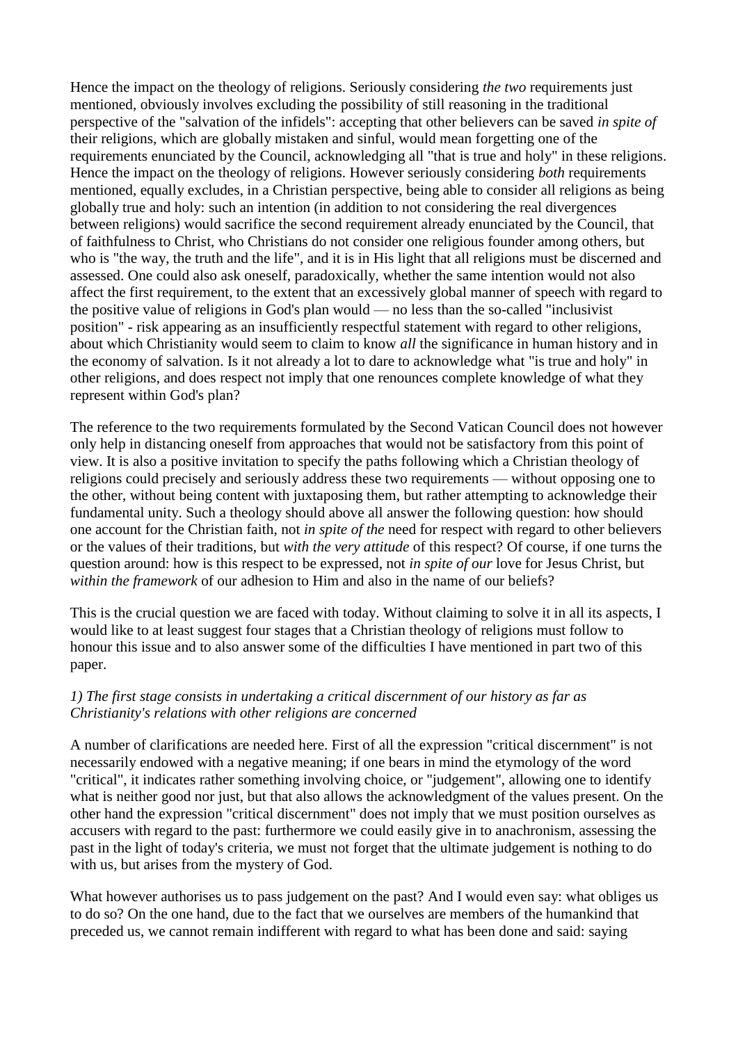Hence the impact on the theology of religions. Seriously considering *the two* requirements just mentioned, obviously involves excluding the possibility of still reasoning in the traditional perspective of the "salvation of the infidels": accepting that other believers can be saved *in spite of* their religions, which are globally mistaken and sinful, would mean forgetting one of the requirements enunciated by the Council, acknowledging all "that is true and holy" in these religions. Hence the impact on the theology of religions. However seriously considering *both* requirements mentioned, equally excludes, in a Christian perspective, being able to consider all religions as being globally true and holy: such an intention (in addition to not considering the real divergences between religions) would sacrifice the second requirement already enunciated by the Council, that of faithfulness to Christ, who Christians do not consider one religious founder among others, but who is "the way, the truth and the life", and it is in His light that all religions must be discerned and assessed. One could also ask oneself, paradoxically, whether the same intention would not also affect the first requirement, to the extent that an excessively global manner of speech with regard to the positive value of religions in God's plan would — no less than the so-called "inclusivist position" - risk appearing as an insufficiently respectful statement with regard to other religions, about which Christianity would seem to claim to know *all* the significance in human history and in the economy of salvation. Is it not already a lot to dare to acknowledge what "is true and holy" in other religions, and does respect not imply that one renounces complete knowledge of what they represent within God's plan?

The reference to the two requirements formulated by the Second Vatican Council does not however only help in distancing oneself from approaches that would not be satisfactory from this point of view. It is also a positive invitation to specify the paths following which a Christian theology of religions could precisely and seriously address these two requirements — without opposing one to the other, without being content with juxtaposing them, but rather attempting to acknowledge their fundamental unity. Such a theology should above all answer the following question: how should one account for the Christian faith, not *in spite of the* need for respect with regard to other believers or the values of their traditions, but *with the very attitude* of this respect? Of course, if one turns the question around: how is this respect to be expressed, not *in spite of our* love for Jesus Christ, but *within the framework* of our adhesion to Him and also in the name of our beliefs?

This is the crucial question we are faced with today. Without claiming to solve it in all its aspects, I would like to at least suggest four stages that a Christian theology of religions must follow to honour this issue and to also answer some of the difficulties I have mentioned in part two of this paper.

*1) The first stage consists in undertaking a critical discernment of our history as far as Christianity's relations with other religions are concerned*

A number of clarifications are needed here. First of all the expression "critical discernment" is not necessarily endowed with a negative meaning; if one bears in mind the etymology of the word "critical", it indicates rather something involving choice, or "judgement", allowing one to identify what is neither good nor just, but that also allows the acknowledgment of the values present. On the other hand the expression "critical discernment" does not imply that we must position ourselves as accusers with regard to the past: furthermore we could easily give in to anachronism, assessing the past in the light of today's criteria, we must not forget that the ultimate judgement is nothing to do with us, but arises from the mystery of God.

What however authorises us to pass judgement on the past? And I would even say: what obliges us to do so? On the one hand, due to the fact that we ourselves are members of the humankind that preceded us, we cannot remain indifferent with regard to what has been done and said: saying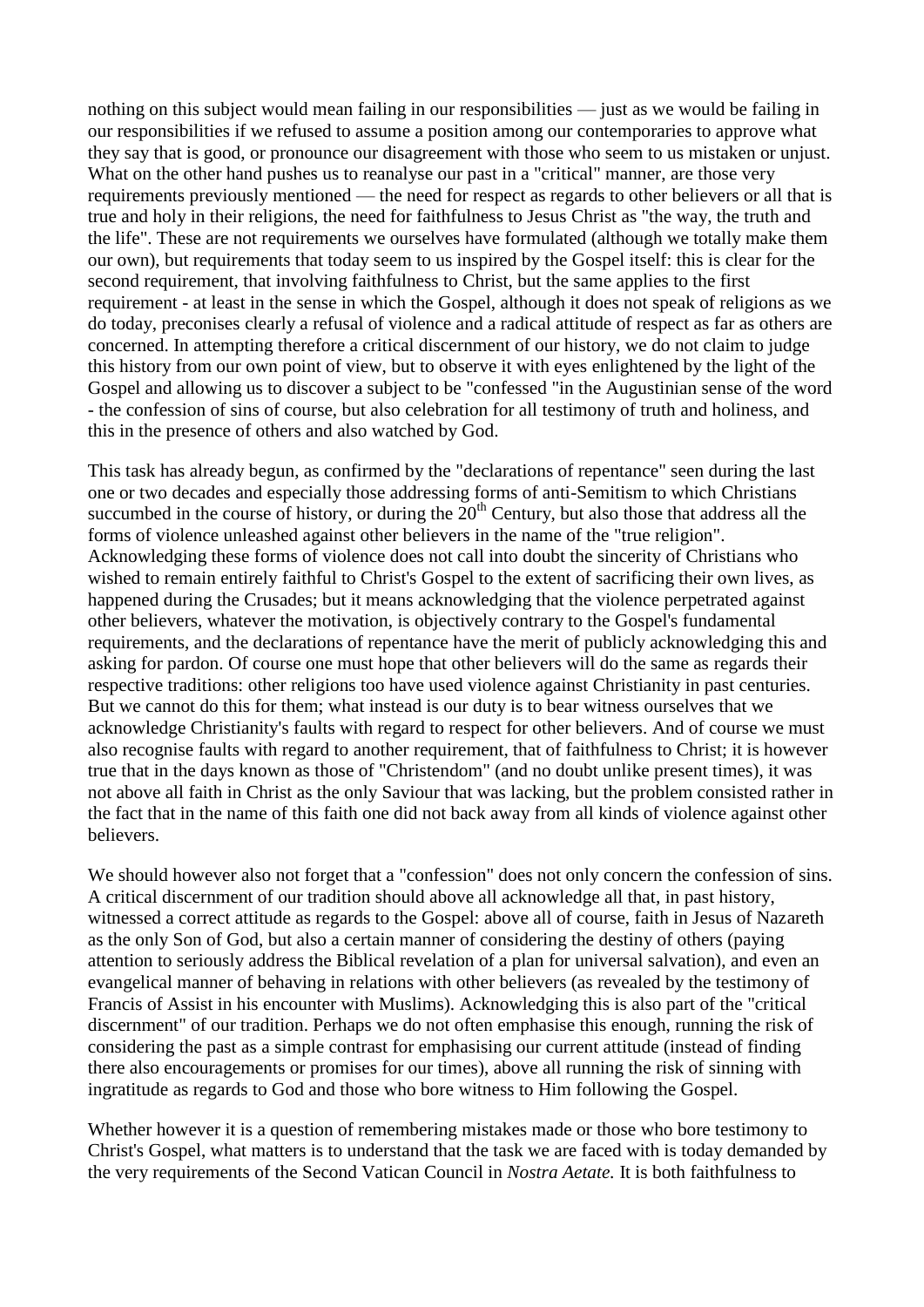nothing on this subject would mean failing in our responsibilities — just as we would be failing in our responsibilities if we refused to assume a position among our contemporaries to approve what they say that is good, or pronounce our disagreement with those who seem to us mistaken or unjust. What on the other hand pushes us to reanalyse our past in a "critical" manner, are those very requirements previously mentioned — the need for respect as regards to other believers or all that is true and holy in their religions, the need for faithfulness to Jesus Christ as "the way, the truth and the life". These are not requirements we ourselves have formulated (although we totally make them our own), but requirements that today seem to us inspired by the Gospel itself: this is clear for the second requirement, that involving faithfulness to Christ, but the same applies to the first requirement - at least in the sense in which the Gospel, although it does not speak of religions as we do today, preconises clearly a refusal of violence and a radical attitude of respect as far as others are concerned. In attempting therefore a critical discernment of our history, we do not claim to judge this history from our own point of view, but to observe it with eyes enlightened by the light of the Gospel and allowing us to discover a subject to be "confessed "in the Augustinian sense of the word - the confession of sins of course, but also celebration for all testimony of truth and holiness, and this in the presence of others and also watched by God.

This task has already begun, as confirmed by the "declarations of repentance" seen during the last one or two decades and especially those addressing forms of anti-Semitism to which Christians succumbed in the course of history, or during the 20th Century, but also those that address all the forms of violence unleashed against other believers in the name of the "true religion". Acknowledging these forms of violence does not call into doubt the sincerity of Christians who wished to remain entirely faithful to Christ's Gospel to the extent of sacrificing their own lives, as happened during the Crusades; but it means acknowledging that the violence perpetrated against other believers, whatever the motivation, is objectively contrary to the Gospel's fundamental requirements, and the declarations of repentance have the merit of publicly acknowledging this and asking for pardon. Of course one must hope that other believers will do the same as regards their respective traditions: other religions too have used violence against Christianity in past centuries. But we cannot do this for them; what instead is our duty is to bear witness ourselves that we acknowledge Christianity's faults with regard to respect for other believers. And of course we must also recognise faults with regard to another requirement, that of faithfulness to Christ; it is however true that in the days known as those of "Christendom" (and no doubt unlike present times), it was not above all faith in Christ as the only Saviour that was lacking, but the problem consisted rather in the fact that in the name of this faith one did not back away from all kinds of violence against other believers.

We should however also not forget that a "confession" does not only concern the confession of sins. A critical discernment of our tradition should above all acknowledge all that, in past history, witnessed a correct attitude as regards to the Gospel: above all of course, faith in Jesus of Nazareth as the only Son of God, but also a certain manner of considering the destiny of others (paying attention to seriously address the Biblical revelation of a plan for universal salvation), and even an evangelical manner of behaving in relations with other believers (as revealed by the testimony of Francis of Assist in his encounter with Muslims). Acknowledging this is also part of the "critical discernment" of our tradition. Perhaps we do not often emphasise this enough, running the risk of considering the past as a simple contrast for emphasising our current attitude (instead of finding there also encouragements or promises for our times), above all running the risk of sinning with ingratitude as regards to God and those who bore witness to Him following the Gospel.

Whether however it is a question of remembering mistakes made or those who bore testimony to Christ's Gospel, what matters is to understand that the task we are faced with is today demanded by the very requirements of the Second Vatican Council in *Nostra Aetate.* It is both faithfulness to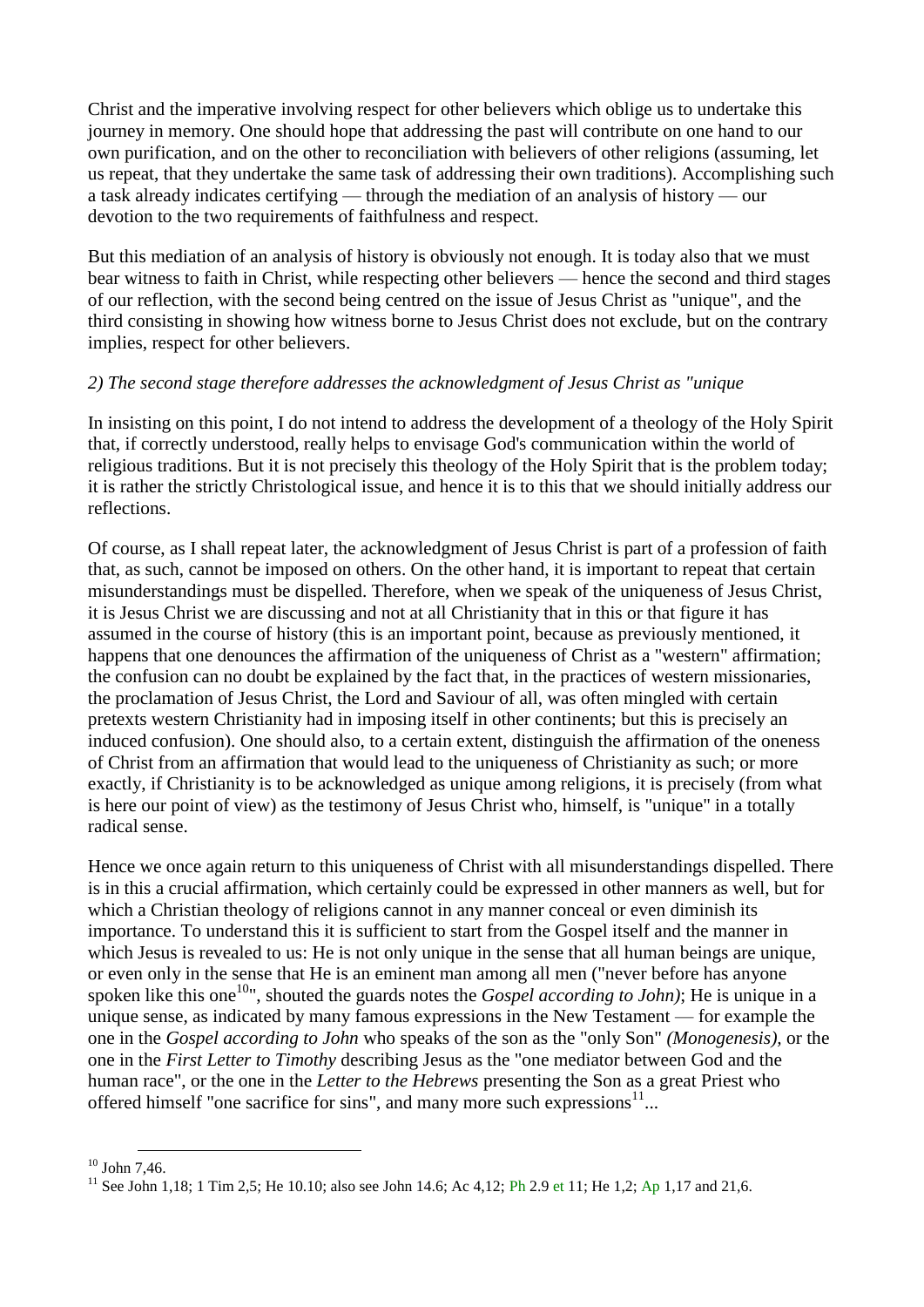Christ and the imperative involving respect for other believers which oblige us to undertake this journey in memory. One should hope that addressing the past will contribute on one hand to our own purification, and on the other to reconciliation with believers of other religions (assuming, let us repeat, that they undertake the same task of addressing their own traditions). Accomplishing such a task already indicates certifying — through the mediation of an analysis of history — our devotion to the two requirements of faithfulness and respect.

But this mediation of an analysis of history is obviously not enough. It is today also that we must bear witness to faith in Christ, while respecting other believers — hence the second and third stages of our reflection, with the second being centred on the issue of Jesus Christ as "unique", and the third consisting in showing how witness borne to Jesus Christ does not exclude, but on the contrary implies, respect for other believers.

*2) The second stage therefore addresses the acknowledgment of Jesus Christ as "unique*

In insisting on this point, I do not intend to address the development of a theology of the Holy Spirit that, if correctly understood, really helps to envisage God's communication within the world of religious traditions. But it is not precisely this theology of the Holy Spirit that is the problem today; it is rather the strictly Christological issue, and hence it is to this that we should initially address our reflections.

Of course, as I shall repeat later, the acknowledgment of Jesus Christ is part of a profession of faith that, as such, cannot be imposed on others. On the other hand, it is important to repeat that certain misunderstandings must be dispelled. Therefore, when we speak of the uniqueness of Jesus Christ, it is Jesus Christ we are discussing and not at all Christianity that in this or that figure it has assumed in the course of history (this is an important point, because as previously mentioned, it happens that one denounces the affirmation of the uniqueness of Christ as a "western" affirmation; the confusion can no doubt be explained by the fact that, in the practices of western missionaries, the proclamation of Jesus Christ, the Lord and Saviour of all, was often mingled with certain pretexts western Christianity had in imposing itself in other continents; but this is precisely an induced confusion). One should also, to a certain extent, distinguish the affirmation of the oneness of Christ from an affirmation that would lead to the uniqueness of Christianity as such; or more exactly, if Christianity is to be acknowledged as unique among religions, it is precisely (from what is here our point of view) as the testimony of Jesus Christ who, himself, is "unique" in a totally radical sense.

Hence we once again return to this uniqueness of Christ with all misunderstandings dispelled. There is in this a crucial affirmation, which certainly could be expressed in other manners as well, but for which a Christian theology of religions cannot in any manner conceal or even diminish its importance. To understand this it is sufficient to start from the Gospel itself and the manner in which Jesus is revealed to us: He is not only unique in the sense that all human beings are unique, or even only in the sense that He is an eminent man among all men ("never before has anyone spoken like this one[10]", shouted the guards notes the *Gospel according to John)*; He is unique in a unique sense, as indicated by many famous expressions in the New Testament — for example the one in the *Gospel according to John* who speaks of the son as the "only Son" *(Monogenesis)*, or the one in the *First Letter to Timothy* describing Jesus as the "one mediator between God and the human race", or the one in the *Letter to the Hebrews* presenting the Son as a great Priest who offered himself "one sacrifice for sins", and many more such expressions[11]...

---

[10] John 7,46.

[11] See John 1,18; 1 Tim 2,5; He 10.10; also see John 14.6; Ac 4,12; Ph 2.9 et 11; He 1,2; Ap 1,17 and 21,6.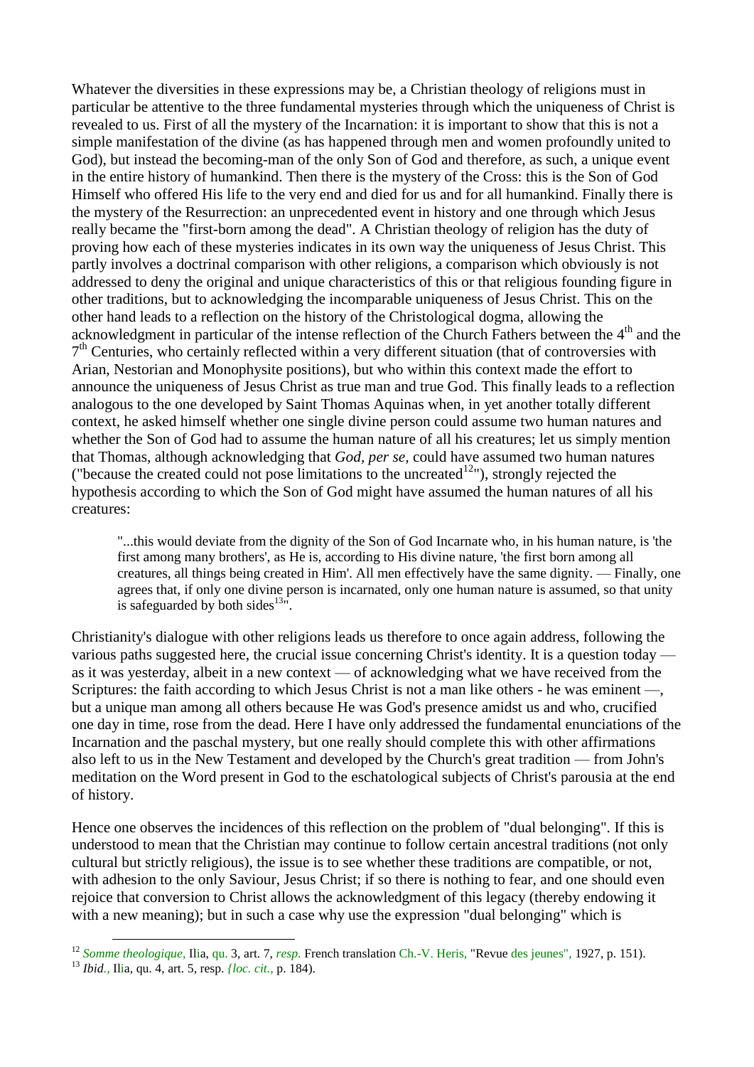Whatever the diversities in these expressions may be, a Christian theology of religions must in particular be attentive to the three fundamental mysteries through which the uniqueness of Christ is revealed to us. First of all the mystery of the Incarnation: it is important to show that this is not a simple manifestation of the divine (as has happened through men and women profoundly united to God), but instead the becoming-man of the only Son of God and therefore, as such, a unique event in the entire history of humankind. Then there is the mystery of the Cross: this is the Son of God Himself who offered His life to the very end and died for us and for all humankind. Finally there is the mystery of the Resurrection: an unprecedented event in history and one through which Jesus really became the "first-born among the dead". A Christian theology of religion has the duty of proving how each of these mysteries indicates in its own way the uniqueness of Jesus Christ. This partly involves a doctrinal comparison with other religions, a comparison which obviously is not addressed to deny the original and unique characteristics of this or that religious founding figure in other traditions, but to acknowledging the incomparable uniqueness of Jesus Christ. This on the other hand leads to a reflection on the history of the Christological dogma, allowing the acknowledgment in particular of the intense reflection of the Church Fathers between the 4th and the 7th Centuries, who certainly reflected within a very different situation (that of controversies with Arian, Nestorian and Monophysite positions), but who within this context made the effort to announce the uniqueness of Jesus Christ as true man and true God. This finally leads to a reflection analogous to the one developed by Saint Thomas Aquinas when, in yet another totally different context, he asked himself whether one single divine person could assume two human natures and whether the Son of God had to assume the human nature of all his creatures; let us simply mention that Thomas, although acknowledging that *God, per se,* could have assumed two human natures ("because the created could not pose limitations to the uncreated[12]"), strongly rejected the hypothesis according to which the Son of God might have assumed the human natures of all his creatures:

> "...this would deviate from the dignity of the Son of God Incarnate who, in his human nature, is 'the first among many brothers', as He is, according to His divine nature, 'the first born among all creatures, all things being created in Him'. All men effectively have the same dignity. — Finally, one agrees that, if only one divine person is incarnated, only one human nature is assumed, so that unity is safeguarded by both sides[13]".

Christianity's dialogue with other religions leads us therefore to once again address, following the various paths suggested here, the crucial issue concerning Christ's identity. It is a question today — as it was yesterday, albeit in a new context — of acknowledging what we have received from the Scriptures: the faith according to which Jesus Christ is not a man like others - he was eminent —, but a unique man among all others because He was God's presence amidst us and who, crucified one day in time, rose from the dead. Here I have only addressed the fundamental enunciations of the Incarnation and the paschal mystery, but one really should complete this with other affirmations also left to us in the New Testament and developed by the Church's great tradition — from John's meditation on the Word present in God to the eschatological subjects of Christ's parousia at the end of history.

Hence one observes the incidences of this reflection on the problem of "dual belonging". If this is understood to mean that the Christian may continue to follow certain ancestral traditions (not only cultural but strictly religious), the issue is to see whether these traditions are compatible, or not, with adhesion to the only Saviour, Jesus Christ; if so there is nothing to fear, and one should even rejoice that conversion to Christ allows the acknowledgment of this legacy (thereby endowing it with a new meaning); but in such a case why use the expression "dual belonging" which is

---

[12] *Somme theologique,* IIia, qu. 3, art. 7, *resp.* French translation Ch.-V. Heris, "Revue des jeunes", 1927, p. 151).

[13] *Ibid.,* IIia, qu. 4, art. 5, resp. *{loc. cit.,* p. 184).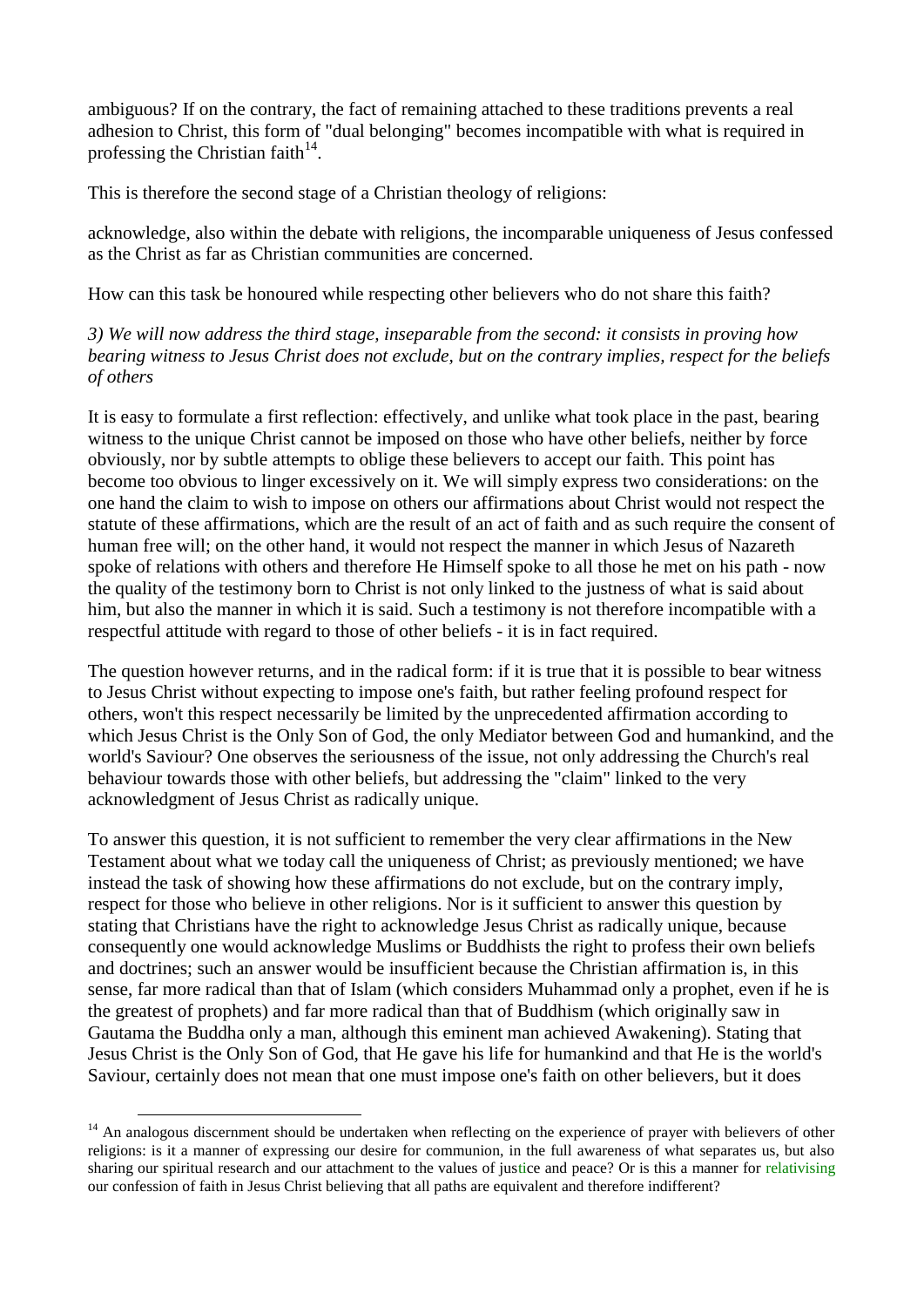ambiguous? If on the contrary, the fact of remaining attached to these traditions prevents a real adhesion to Christ, this form of "dual belonging" becomes incompatible with what is required in professing the Christian faith[14].

This is therefore the second stage of a Christian theology of religions:

acknowledge, also within the debate with religions, the incomparable uniqueness of Jesus confessed as the Christ as far as Christian communities are concerned.

How can this task be honoured while respecting other believers who do not share this faith?

*3) We will now address the third stage, inseparable from the second: it consists in proving how bearing witness to Jesus Christ does not exclude, but on the contrary implies, respect for the beliefs of others*

It is easy to formulate a first reflection: effectively, and unlike what took place in the past, bearing witness to the unique Christ cannot be imposed on those who have other beliefs, neither by force obviously, nor by subtle attempts to oblige these believers to accept our faith. This point has become too obvious to linger excessively on it. We will simply express two considerations: on the one hand the claim to wish to impose on others our affirmations about Christ would not respect the statute of these affirmations, which are the result of an act of faith and as such require the consent of human free will; on the other hand, it would not respect the manner in which Jesus of Nazareth spoke of relations with others and therefore He Himself spoke to all those he met on his path - now the quality of the testimony born to Christ is not only linked to the justness of what is said about him, but also the manner in which it is said. Such a testimony is not therefore incompatible with a respectful attitude with regard to those of other beliefs - it is in fact required.

The question however returns, and in the radical form: if it is true that it is possible to bear witness to Jesus Christ without expecting to impose one's faith, but rather feeling profound respect for others, won't this respect necessarily be limited by the unprecedented affirmation according to which Jesus Christ is the Only Son of God, the only Mediator between God and humankind, and the world's Saviour? One observes the seriousness of the issue, not only addressing the Church's real behaviour towards those with other beliefs, but addressing the "claim" linked to the very acknowledgment of Jesus Christ as radically unique.

To answer this question, it is not sufficient to remember the very clear affirmations in the New Testament about what we today call the uniqueness of Christ; as previously mentioned; we have instead the task of showing how these affirmations do not exclude, but on the contrary imply, respect for those who believe in other religions. Nor is it sufficient to answer this question by stating that Christians have the right to acknowledge Jesus Christ as radically unique, because consequently one would acknowledge Muslims or Buddhists the right to profess their own beliefs and doctrines; such an answer would be insufficient because the Christian affirmation is, in this sense, far more radical than that of Islam (which considers Muhammad only a prophet, even if he is the greatest of prophets) and far more radical than that of Buddhism (which originally saw in Gautama the Buddha only a man, although this eminent man achieved Awakening). Stating that Jesus Christ is the Only Son of God, that He gave his life for humankind and that He is the world's Saviour, certainly does not mean that one must impose one's faith on other believers, but it does

[14] An analogous discernment should be undertaken when reflecting on the experience of prayer with believers of other religions: is it a manner of expressing our desire for communion, in the full awareness of what separates us, but also sharing our spiritual research and our attachment to the values of justice and peace? Or is this a manner for relativising our confession of faith in Jesus Christ believing that all paths are equivalent and therefore indifferent?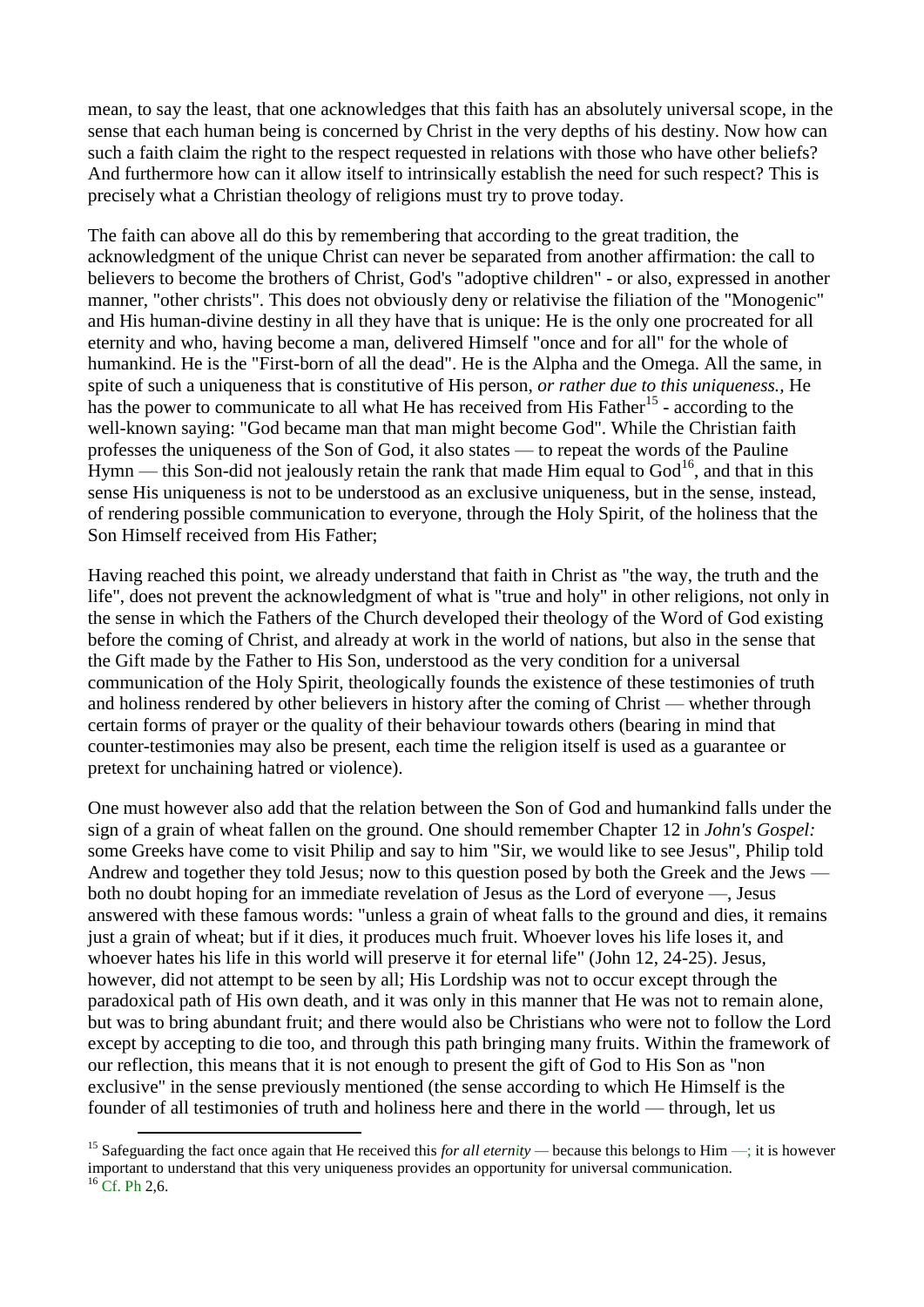mean, to say the least, that one acknowledges that this faith has an absolutely universal scope, in the sense that each human being is concerned by Christ in the very depths of his destiny. Now how can such a faith claim the right to the respect requested in relations with those who have other beliefs? And furthermore how can it allow itself to intrinsically establish the need for such respect? This is precisely what a Christian theology of religions must try to prove today.

The faith can above all do this by remembering that according to the great tradition, the acknowledgment of the unique Christ can never be separated from another affirmation: the call to believers to become the brothers of Christ, God's "adoptive children" - or also, expressed in another manner, "other christs". This does not obviously deny or relativise the filiation of the "Monogenic" and His human-divine destiny in all they have that is unique: He is the only one procreated for all eternity and who, having become a man, delivered Himself "once and for all" for the whole of humankind. He is the "First-born of all the dead". He is the Alpha and the Omega. All the same, in spite of such a uniqueness that is constitutive of His person, *or rather due to this uniqueness.*, He has the power to communicate to all what He has received from His Father[15] - according to the well-known saying: "God became man that man might become God". While the Christian faith professes the uniqueness of the Son of God, it also states — to repeat the words of the Pauline Hymn — this Son-did not jealously retain the rank that made Him equal to God[16], and that in this sense His uniqueness is not to be understood as an exclusive uniqueness, but in the sense, instead, of rendering possible communication to everyone, through the Holy Spirit, of the holiness that the Son Himself received from His Father;

Having reached this point, we already understand that faith in Christ as "the way, the truth and the life", does not prevent the acknowledgment of what is "true and holy" in other religions, not only in the sense in which the Fathers of the Church developed their theology of the Word of God existing before the coming of Christ, and already at work in the world of nations, but also in the sense that the Gift made by the Father to His Son, understood as the very condition for a universal communication of the Holy Spirit, theologically founds the existence of these testimonies of truth and holiness rendered by other believers in history after the coming of Christ — whether through certain forms of prayer or the quality of their behaviour towards others (bearing in mind that counter-testimonies may also be present, each time the religion itself is used as a guarantee or pretext for unchaining hatred or violence).

One must however also add that the relation between the Son of God and humankind falls under the sign of a grain of wheat fallen on the ground. One should remember Chapter 12 in *John's Gospel:* some Greeks have come to visit Philip and say to him "Sir, we would like to see Jesus", Philip told Andrew and together they told Jesus; now to this question posed by both the Greek and the Jews — both no doubt hoping for an immediate revelation of Jesus as the Lord of everyone —, Jesus answered with these famous words: "unless a grain of wheat falls to the ground and dies, it remains just a grain of wheat; but if it dies, it produces much fruit. Whoever loves his life loses it, and whoever hates his life in this world will preserve it for eternal life" (John 12, 24-25). Jesus, however, did not attempt to be seen by all; His Lordship was not to occur except through the paradoxical path of His own death, and it was only in this manner that He was not to remain alone, but was to bring abundant fruit; and there would also be Christians who were not to follow the Lord except by accepting to die too, and through this path bringing many fruits. Within the framework of our reflection, this means that it is not enough to present the gift of God to His Son as "non exclusive" in the sense previously mentioned (the sense according to which He Himself is the founder of all testimonies of truth and holiness here and there in the world — through, let us

---

[15] Safeguarding the fact once again that He received this *for all eternity* — because this belongs to Him —; it is however important to understand that this very uniqueness provides an opportunity for universal communication.

[16] Cf. Ph 2,6.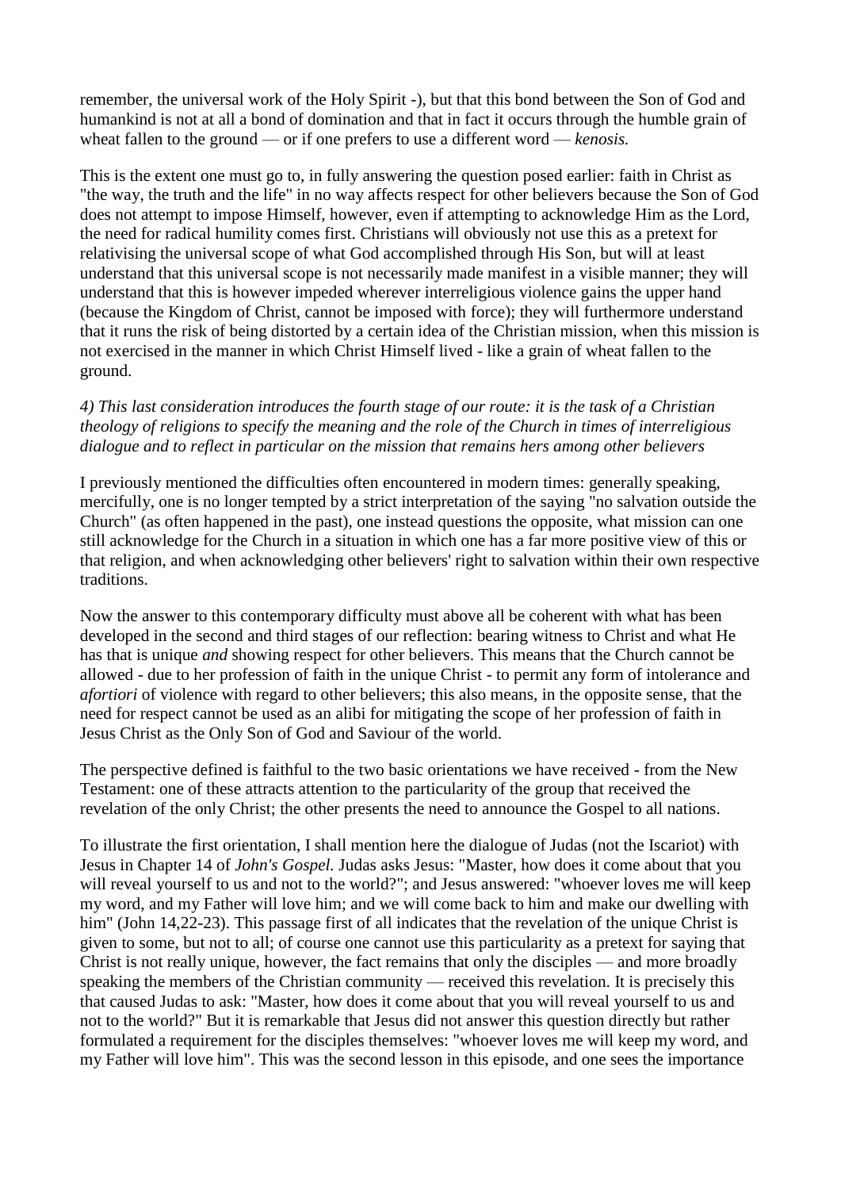remember, the universal work of the Holy Spirit -), but that this bond between the Son of God and humankind is not at all a bond of domination and that in fact it occurs through the humble grain of wheat fallen to the ground — or if one prefers to use a different word — *kenosis.*

This is the extent one must go to, in fully answering the question posed earlier: faith in Christ as "the way, the truth and the life" in no way affects respect for other believers because the Son of God does not attempt to impose Himself, however, even if attempting to acknowledge Him as the Lord, the need for radical humility comes first. Christians will obviously not use this as a pretext for relativising the universal scope of what God accomplished through His Son, but will at least understand that this universal scope is not necessarily made manifest in a visible manner; they will understand that this is however impeded wherever interreligious violence gains the upper hand (because the Kingdom of Christ, cannot be imposed with force); they will furthermore understand that it runs the risk of being distorted by a certain idea of the Christian mission, when this mission is not exercised in the manner in which Christ Himself lived - like a grain of wheat fallen to the ground.

*4) This last consideration introduces the fourth stage of our route: it is the task of a Christian theology of religions to specify the meaning and the role of the Church in times of interreligious dialogue and to reflect in particular on the mission that remains hers among other believers*

I previously mentioned the difficulties often encountered in modern times: generally speaking, mercifully, one is no longer tempted by a strict interpretation of the saying "no salvation outside the Church" (as often happened in the past), one instead questions the opposite, what mission can one still acknowledge for the Church in a situation in which one has a far more positive view of this or that religion, and when acknowledging other believers' right to salvation within their own respective traditions.

Now the answer to this contemporary difficulty must above all be coherent with what has been developed in the second and third stages of our reflection: bearing witness to Christ and what He has that is unique *and* showing respect for other believers. This means that the Church cannot be allowed - due to her profession of faith in the unique Christ - to permit any form of intolerance and *afortiori* of violence with regard to other believers; this also means, in the opposite sense, that the need for respect cannot be used as an alibi for mitigating the scope of her profession of faith in Jesus Christ as the Only Son of God and Saviour of the world.

The perspective defined is faithful to the two basic orientations we have received - from the New Testament: one of these attracts attention to the particularity of the group that received the revelation of the only Christ; the other presents the need to announce the Gospel to all nations.

To illustrate the first orientation, I shall mention here the dialogue of Judas (not the Iscariot) with Jesus in Chapter 14 of *John's Gospel.* Judas asks Jesus: "Master, how does it come about that you will reveal yourself to us and not to the world?"; and Jesus answered: "whoever loves me will keep my word, and my Father will love him; and we will come back to him and make our dwelling with him" (John 14,22-23). This passage first of all indicates that the revelation of the unique Christ is given to some, but not to all; of course one cannot use this particularity as a pretext for saying that Christ is not really unique, however, the fact remains that only the disciples — and more broadly speaking the members of the Christian community — received this revelation. It is precisely this that caused Judas to ask: "Master, how does it come about that you will reveal yourself to us and not to the world?" But it is remarkable that Jesus did not answer this question directly but rather formulated a requirement for the disciples themselves: "whoever loves me will keep my word, and my Father will love him". This was the second lesson in this episode, and one sees the importance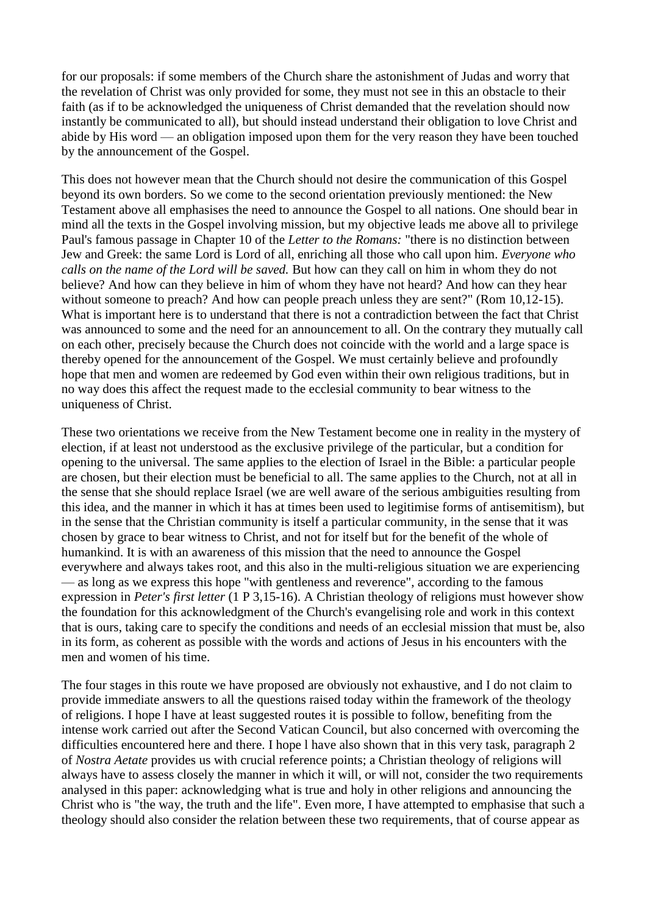for our proposals: if some members of the Church share the astonishment of Judas and worry that the revelation of Christ was only provided for some, they must not see in this an obstacle to their faith (as if to be acknowledged the uniqueness of Christ demanded that the revelation should now instantly be communicated to all), but should instead understand their obligation to love Christ and abide by His word — an obligation imposed upon them for the very reason they have been touched by the announcement of the Gospel.

This does not however mean that the Church should not desire the communication of this Gospel beyond its own borders. So we come to the second orientation previously mentioned: the New Testament above all emphasises the need to announce the Gospel to all nations. One should bear in mind all the texts in the Gospel involving mission, but my objective leads me above all to privilege Paul's famous passage in Chapter 10 of the *Letter to the Romans:* "there is no distinction between Jew and Greek: the same Lord is Lord of all, enriching all those who call upon him. *Everyone who calls on the name of the Lord will be saved.* But how can they call on him in whom they do not believe? And how can they believe in him of whom they have not heard? And how can they hear without someone to preach? And how can people preach unless they are sent?" (Rom 10,12-15). What is important here is to understand that there is not a contradiction between the fact that Christ was announced to some and the need for an announcement to all. On the contrary they mutually call on each other, precisely because the Church does not coincide with the world and a large space is thereby opened for the announcement of the Gospel. We must certainly believe and profoundly hope that men and women are redeemed by God even within their own religious traditions, but in no way does this affect the request made to the ecclesial community to bear witness to the uniqueness of Christ.

These two orientations we receive from the New Testament become one in reality in the mystery of election, if at least not understood as the exclusive privilege of the particular, but a condition for opening to the universal. The same applies to the election of Israel in the Bible: a particular people are chosen, but their election must be beneficial to all. The same applies to the Church, not at all in the sense that she should replace Israel (we are well aware of the serious ambiguities resulting from this idea, and the manner in which it has at times been used to legitimise forms of antisemitism), but in the sense that the Christian community is itself a particular community, in the sense that it was chosen by grace to bear witness to Christ, and not for itself but for the benefit of the whole of humankind. It is with an awareness of this mission that the need to announce the Gospel everywhere and always takes root, and this also in the multi-religious situation we are experiencing — as long as we express this hope "with gentleness and reverence", according to the famous expression in *Peter's first letter* (1 P 3,15-16). A Christian theology of religions must however show the foundation for this acknowledgment of the Church's evangelising role and work in this context that is ours, taking care to specify the conditions and needs of an ecclesial mission that must be, also in its form, as coherent as possible with the words and actions of Jesus in his encounters with the men and women of his time.

The four stages in this route we have proposed are obviously not exhaustive, and I do not claim to provide immediate answers to all the questions raised today within the framework of the theology of religions. I hope I have at least suggested routes it is possible to follow, benefiting from the intense work carried out after the Second Vatican Council, but also concerned with overcoming the difficulties encountered here and there. I hope I have also shown that in this very task, paragraph 2 of *Nostra Aetate* provides us with crucial reference points; a Christian theology of religions will always have to assess closely the manner in which it will, or will not, consider the two requirements analysed in this paper: acknowledging what is true and holy in other religions and announcing the Christ who is "the way, the truth and the life". Even more, I have attempted to emphasise that such a theology should also consider the relation between these two requirements, that of course appear as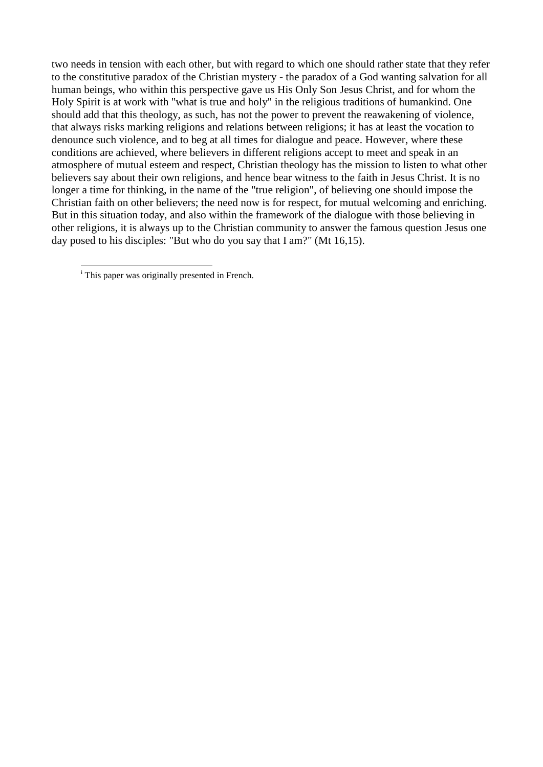two needs in tension with each other, but with regard to which one should rather state that they refer to the constitutive paradox of the Christian mystery - the paradox of a God wanting salvation for all human beings, who within this perspective gave us His Only Son Jesus Christ, and for whom the Holy Spirit is at work with "what is true and holy" in the religious traditions of humankind. One should add that this theology, as such, has not the power to prevent the reawakening of violence, that always risks marking religions and relations between religions; it has at least the vocation to denounce such violence, and to beg at all times for dialogue and peace. However, where these conditions are achieved, where believers in different religions accept to meet and speak in an atmosphere of mutual esteem and respect, Christian theology has the mission to listen to what other believers say about their own religions, and hence bear witness to the faith in Jesus Christ. It is no longer a time for thinking, in the name of the "true religion", of believing one should impose the Christian faith on other believers; the need now is for respect, for mutual welcoming and enriching. But in this situation today, and also within the framework of the dialogue with those believing in other religions, it is always up to the Christian community to answer the famous question Jesus one day posed to his disciples: "But who do you say that I am?" (Mt 16,15).

---

[i] This paper was originally presented in French.